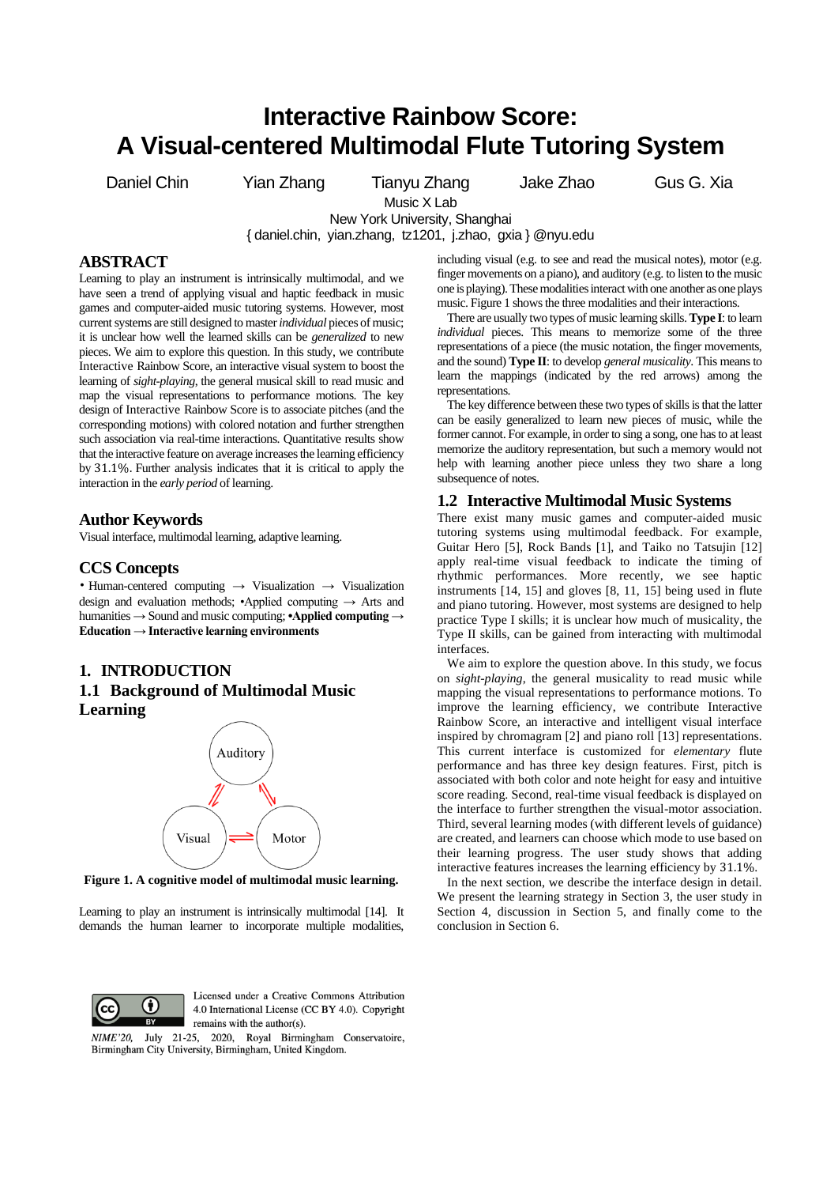# Interactive Rainbow Score: A Visual-centered Multimodal Flute Tutoring System

Daniel Chin, Yian Zhang, Tianyu Zhang, Jake Zhao, Gus G. Xia

Music X Lab
New York University, Shanghai
{ daniel.chin, yian.zhang, tz1201, j.zhao, gxia } @nyu.edu

## ABSTRACT

Learning to play an instrument is intrinsically multimodal, and we have seen a trend of applying visual and haptic feedback in music games and computer-aided music tutoring systems. However, most current systems are still designed to master *individual* pieces of music; it is unclear how well the learned skills can be *generalized* to new pieces. We aim to explore this question. In this study, we contribute Interactive Rainbow Score, an interactive visual system to boost the learning of *sight-playing*, the general musical skill to read music and map the visual representations to performance motions. The key design of Interactive Rainbow Score is to associate pitches (and the corresponding motions) with colored notation and further strengthen such association via real-time interactions. Quantitative results show that the interactive feature on average increases the learning efficiency by 31.1%. Further analysis indicates that it is critical to apply the interaction in the *early period* of learning.

## Author Keywords

Visual interface, multimodal learning, adaptive learning.

## CCS Concepts

• Human-centered computing → Visualization → Visualization design and evaluation methods; •Applied computing → Arts and humanities → Sound and music computing; **•Applied computing → Education → Interactive learning environments**

## 1. INTRODUCTION

### 1.1 Background of Multimodal Music Learning

Auditory

Visual    Motor

**Figure 1. A cognitive model of multimodal music learning.**

Learning to play an instrument is intrinsically multimodal [14]. It demands the human learner to incorporate multiple modalities, including visual (e.g. to see and read the musical notes), motor (e.g. finger movements on a piano), and auditory (e.g. to listen to the music one is playing). These modalities interact with one another as one plays music. Figure 1 shows the three modalities and their interactions.

There are usually two types of music learning skills. **Type I**: to learn *individual* pieces. This means to memorize some of the three representations of a piece (the music notation, the finger movements, and the sound) **Type II**: to develop *general musicality*. This means to learn the mappings (indicated by the red arrows) among the representations.

The key difference between these two types of skills is that the latter can be easily generalized to learn new pieces of music, while the former cannot. For example, in order to sing a song, one has to at least memorize the auditory representation, but such a memory would not help with learning another piece unless they two share a long subsequence of notes.

### 1.2 Interactive Multimodal Music Systems

There exist many music games and computer-aided music tutoring systems using multimodal feedback. For example, Guitar Hero [5], Rock Bands [1], and Taiko no Tatsujin [12] apply real-time visual feedback to indicate the timing of rhythmic performances. More recently, we see haptic instruments [14, 15] and gloves [8, 11, 15] being used in flute and piano tutoring. However, most systems are designed to help practice Type I skills; it is unclear how much of musicality, the Type II skills, can be gained from interacting with multimodal interfaces.

We aim to explore the question above. In this study, we focus on *sight-playing*, the general musicality to read music while mapping the visual representations to performance motions. To improve the learning efficiency, we contribute Interactive Rainbow Score, an interactive and intelligent visual interface inspired by chromagram [2] and piano roll [13] representations. This current interface is customized for *elementary* flute performance and has three key design features. First, pitch is associated with both color and note height for easy and intuitive score reading. Second, real-time visual feedback is displayed on the interface to further strengthen the visual-motor association. Third, several learning modes (with different levels of guidance) are created, and learners can choose which mode to use based on their learning progress. The user study shows that adding interactive features increases the learning efficiency by 31.1%.

In the next section, we describe the interface design in detail. We present the learning strategy in Section 3, the user study in Section 4, discussion in Section 5, and finally come to the conclusion in Section 6.

Licensed under a Creative Commons Attribution 4.0 International License (CC BY 4.0). Copyright remains with the author(s).

*NIME'20*, July 21-25, 2020, Royal Birmingham Conservatoire, Birmingham City University, Birmingham, United Kingdom.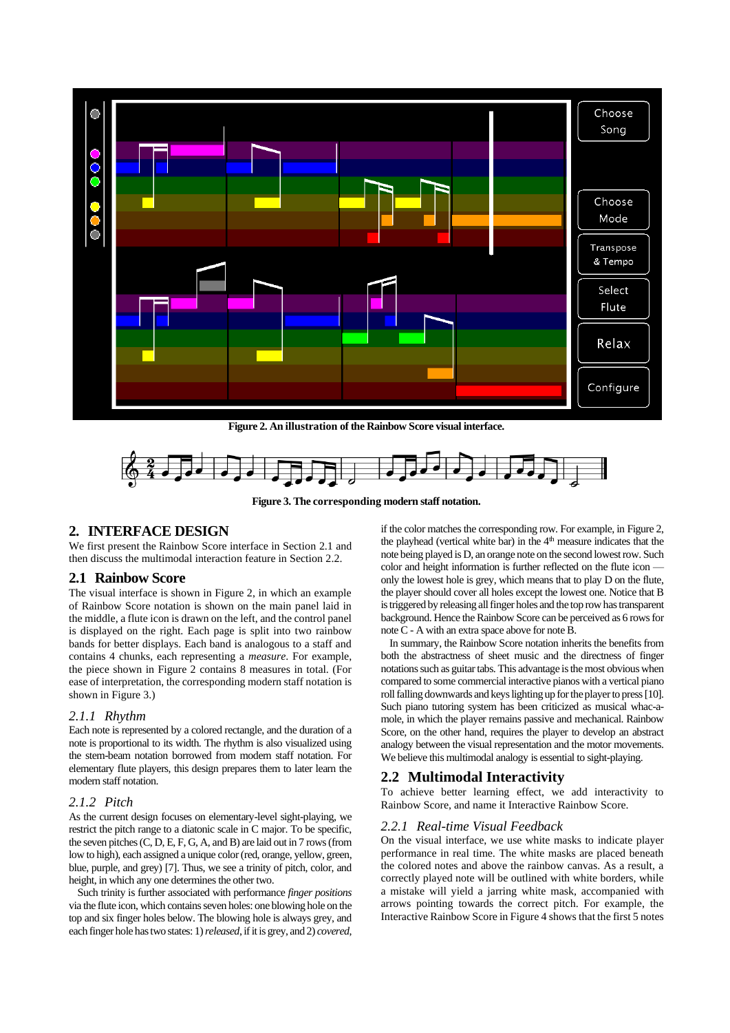Figure 2. An illustration of the Rainbow Score visual interface.

Figure 3. The corresponding modern staff notation.

## 2. INTERFACE DESIGN

We first present the Rainbow Score interface in Section 2.1 and then discuss the multimodal interaction feature in Section 2.2.

### 2.1 Rainbow Score

The visual interface is shown in Figure 2, in which an example of Rainbow Score notation is shown on the main panel laid in the middle, a flute icon is drawn on the left, and the control panel is displayed on the right. Each page is split into two rainbow bands for better displays. Each band is analogous to a staff and contains 4 chunks, each representing a *measure*. For example, the piece shown in Figure 2 contains 8 measures in total. (For ease of interpretation, the corresponding modern staff notation is shown in Figure 3.)

#### *2.1.1 Rhythm*

Each note is represented by a colored rectangle, and the duration of a note is proportional to its width. The rhythm is also visualized using the stem-beam notation borrowed from modern staff notation. For elementary flute players, this design prepares them to later learn the modern staff notation.

#### *2.1.2 Pitch*

As the current design focuses on elementary-level sight-playing, we restrict the pitch range to a diatonic scale in C major. To be specific, the seven pitches (C, D, E, F, G, A, and B) are laid out in 7 rows (from low to high), each assigned a unique color (red, orange, yellow, green, blue, purple, and grey) [7]. Thus, we see a trinity of pitch, color, and height, in which any one determines the other two.

Such trinity is further associated with performance *finger positions* via the flute icon, which contains seven holes: one blowing hole on the top and six finger holes below. The blowing hole is always grey, and each finger hole has two states: 1) *released*, if it is grey, and 2) *covered*, if the color matches the corresponding row. For example, in Figure 2, the playhead (vertical white bar) in the 4th measure indicates that the note being played is D, an orange note on the second lowest row. Such color and height information is further reflected on the flute icon — only the lowest hole is grey, which means that to play D on the flute, the player should cover all holes except the lowest one. Notice that B is triggered by releasing all finger holes and the top row has transparent background. Hence the Rainbow Score can be perceived as 6 rows for note C - A with an extra space above for note B.

In summary, the Rainbow Score notation inherits the benefits from both the abstractness of sheet music and the directness of finger notations such as guitar tabs. This advantage is the most obvious when compared to some commercial interactive pianos with a vertical piano roll falling downwards and keys lighting up for the player to press [10]. Such piano tutoring system has been criticized as musical whac-a-mole, in which the player remains passive and mechanical. Rainbow Score, on the other hand, requires the player to develop an abstract analogy between the visual representation and the motor movements. We believe this multimodal analogy is essential to sight-playing.

### 2.2 Multimodal Interactivity

To achieve better learning effect, we add interactivity to Rainbow Score, and name it Interactive Rainbow Score.

#### *2.2.1 Real-time Visual Feedback*

On the visual interface, we use white masks to indicate player performance in real time. The white masks are placed beneath the colored notes and above the rainbow canvas. As a result, a correctly played note will be outlined with white borders, while a mistake will yield a jarring white mask, accompanied with arrows pointing towards the correct pitch. For example, the Interactive Rainbow Score in Figure 4 shows that the first 5 notes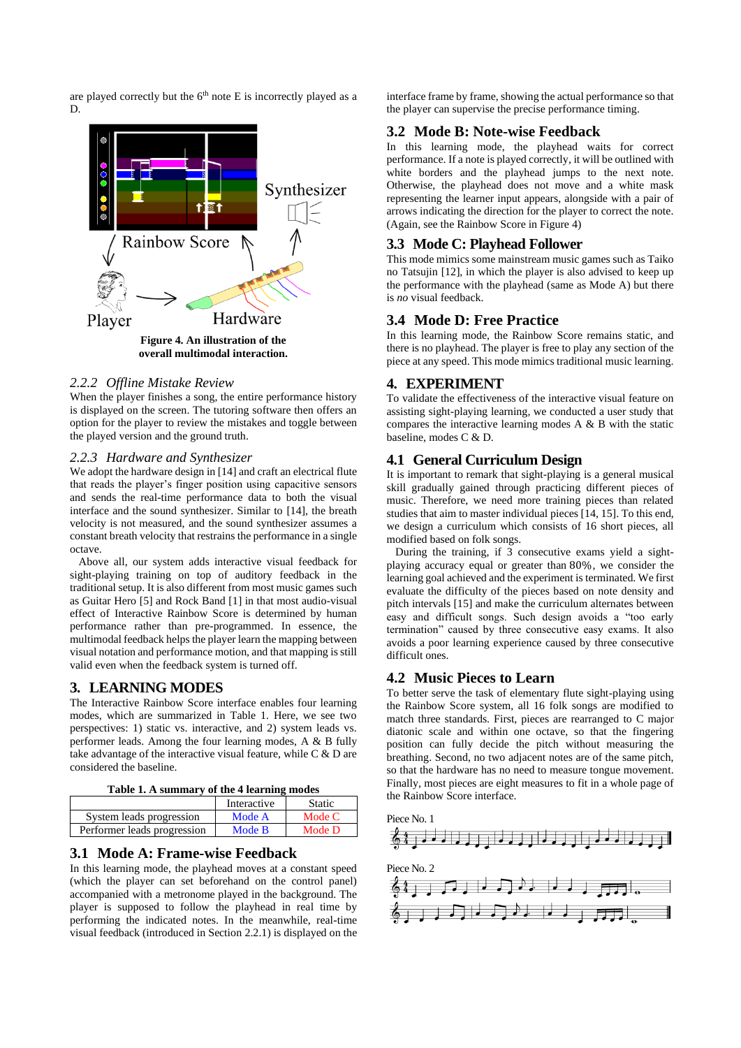are played correctly but the 6th note E is incorrectly played as a D.

**Figure 4. An illustration of the overall multimodal interaction.**

### 2.2.2 *Offline Mistake Review*

When the player finishes a song, the entire performance history is displayed on the screen. The tutoring software then offers an option for the player to review the mistakes and toggle between the played version and the ground truth.

### 2.2.3 *Hardware and Synthesizer*

We adopt the hardware design in [14] and craft an electrical flute that reads the player's finger position using capacitive sensors and sends the real-time performance data to both the visual interface and the sound synthesizer. Similar to [14], the breath velocity is not measured, and the sound synthesizer assumes a constant breath velocity that restrains the performance in a single octave.

Above all, our system adds interactive visual feedback for sight-playing training on top of auditory feedback in the traditional setup. It is also different from most music games such as Guitar Hero [5] and Rock Band [1] in that most audio-visual effect of Interactive Rainbow Score is determined by human performance rather than pre-programmed. In essence, the multimodal feedback helps the player learn the mapping between visual notation and performance motion, and that mapping is still valid even when the feedback system is turned off.

## 3. LEARNING MODES

The Interactive Rainbow Score interface enables four learning modes, which are summarized in Table 1. Here, we see two perspectives: 1) static vs. interactive, and 2) system leads vs. performer leads. Among the four learning modes, A & B fully take advantage of the interactive visual feature, while C & D are considered the baseline.

**Table 1. A summary of the 4 learning modes**

| | Interactive | Static |
|---|---|---|
| System leads progression | Mode A | Mode C |
| Performer leads progression | Mode B | Mode D |

### 3.1 Mode A: Frame-wise Feedback

In this learning mode, the playhead moves at a constant speed (which the player can set beforehand on the control panel) accompanied with a metronome played in the background. The player is supposed to follow the playhead in real time by performing the indicated notes. In the meanwhile, real-time visual feedback (introduced in Section 2.2.1) is displayed on the interface frame by frame, showing the actual performance so that the player can supervise the precise performance timing.

### 3.2 Mode B: Note-wise Feedback

In this learning mode, the playhead waits for correct performance. If a note is played correctly, it will be outlined with white borders and the playhead jumps to the next note. Otherwise, the playhead does not move and a white mask representing the learner input appears, alongside with a pair of arrows indicating the direction for the player to correct the note. (Again, see the Rainbow Score in Figure 4)

### 3.3 Mode C: Playhead Follower

This mode mimics some mainstream music games such as Taiko no Tatsujin [12], in which the player is also advised to keep up the performance with the playhead (same as Mode A) but there is *no* visual feedback.

### 3.4 Mode D: Free Practice

In this learning mode, the Rainbow Score remains static, and there is no playhead. The player is free to play any section of the piece at any speed. This mode mimics traditional music learning.

## 4. EXPERIMENT

To validate the effectiveness of the interactive visual feature on assisting sight-playing learning, we conducted a user study that compares the interactive learning modes A & B with the static baseline, modes C & D.

### 4.1 General Curriculum Design

It is important to remark that sight-playing is a general musical skill gradually gained through practicing different pieces of music. Therefore, we need more training pieces than related studies that aim to master individual pieces [14, 15]. To this end, we design a curriculum which consists of 16 short pieces, all modified based on folk songs.

During the training, if 3 consecutive exams yield a sight-playing accuracy equal or greater than 80%, we consider the learning goal achieved and the experiment is terminated. We first evaluate the difficulty of the pieces based on note density and pitch intervals [15] and make the curriculum alternates between easy and difficult songs. Such design avoids a "too early termination" caused by three consecutive easy exams. It also avoids a poor learning experience caused by three consecutive difficult ones.

### 4.2 Music Pieces to Learn

To better serve the task of elementary flute sight-playing using the Rainbow Score system, all 16 folk songs are modified to match three standards. First, pieces are rearranged to C major diatonic scale and within one octave, so that the fingering position can fully decide the pitch without measuring the breathing. Second, no two adjacent notes are of the same pitch, so that the hardware has no need to measure tongue movement. Finally, most pieces are eight measures to fit in a whole page of the Rainbow Score interface.

Piece No. 1

Piece No. 2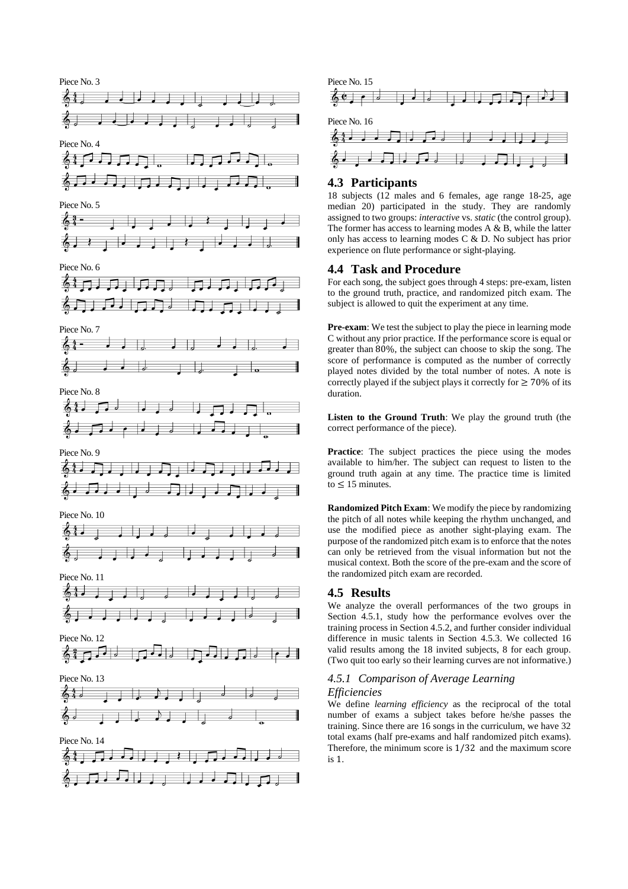Piece No. 3

Piece No. 4

Piece No. 5

Piece No. 6

Piece No. 7

Piece No. 8

Piece No. 9

Piece No. 10

Piece No. 11

Piece No. 12

Piece No. 13

Piece No. 14

Piece No. 15

Piece No. 16

## 4.3 Participants

18 subjects (12 males and 6 females, age range 18-25, age median 20) participated in the study. They are randomly assigned to two groups: *interactive* vs. *static* (the control group). The former has access to learning modes A & B, while the latter only has access to learning modes C & D. No subject has prior experience on flute performance or sight-playing.

## 4.4 Task and Procedure

For each song, the subject goes through 4 steps: pre-exam, listen to the ground truth, practice, and randomized pitch exam. The subject is allowed to quit the experiment at any time.

**Pre-exam**: We test the subject to play the piece in learning mode C without any prior practice. If the performance score is equal or greater than 80%, the subject can choose to skip the song. The score of performance is computed as the number of correctly played notes divided by the total number of notes. A note is correctly played if the subject plays it correctly for $\geq 70\%$ of its duration.

**Listen to the Ground Truth**: We play the ground truth (the correct performance of the piece).

**Practice**: The subject practices the piece using the modes available to him/her. The subject can request to listen to the ground truth again at any time. The practice time is limited to $\leq$ 15 minutes.

**Randomized Pitch Exam**: We modify the piece by randomizing the pitch of all notes while keeping the rhythm unchanged, and use the modified piece as another sight-playing exam. The purpose of the randomized pitch exam is to enforce that the notes can only be retrieved from the visual information but not the musical context. Both the score of the pre-exam and the score of the randomized pitch exam are recorded.

## 4.5 Results

We analyze the overall performances of the two groups in Section 4.5.1, study how the performance evolves over the training process in Section 4.5.2, and further consider individual difference in music talents in Section 4.5.3. We collected 16 valid results among the 18 invited subjects, 8 for each group. (Two quit too early so their learning curves are not informative.)

### *4.5.1 Comparison of Average Learning Efficiencies*

We define *learning efficiency* as the reciprocal of the total number of exams a subject takes before he/she passes the training. Since there are 16 songs in the curriculum, we have 32 total exams (half pre-exams and half randomized pitch exams). Therefore, the minimum score is $1/32$ and the maximum score is 1.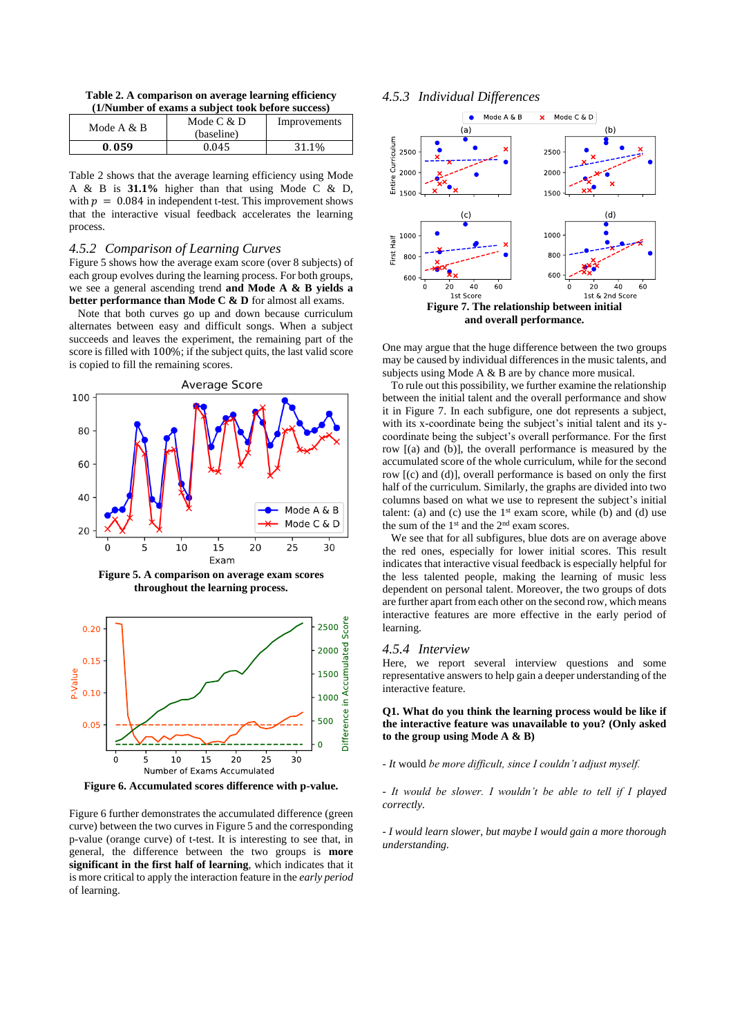**Table 2. A comparison on average learning efficiency (1/Number of exams a subject took before success)**

| Mode A & B | Mode C & D (baseline) | Improvements |
|---|---|---|
| **0.059** | 0.045 | 31.1% |

Table 2 shows that the average learning efficiency using Mode A & B is **31.1%** higher than that using Mode C & D, with $p = 0.084$ in independent t-test. This improvement shows that the interactive visual feedback accelerates the learning process.

### 4.5.2 *Comparison of Learning Curves*

Figure 5 shows how the average exam score (over 8 subjects) of each group evolves during the learning process. For both groups, we see a general ascending trend **and Mode A & B yields a better performance than Mode C & D** for almost all exams.

Note that both curves go up and down because curriculum alternates between easy and difficult songs. When a subject succeeds and leaves the experiment, the remaining part of the score is filled with 100%; if the subject quits, the last valid score is copied to fill the remaining scores.

**Figure 5. A comparison on average exam scores throughout the learning process.**

**Figure 6. Accumulated scores difference with p-value.**

Figure 6 further demonstrates the accumulated difference (green curve) between the two curves in Figure 5 and the corresponding p-value (orange curve) of t-test. It is interesting to see that, in general, the difference between the two groups is **more significant in the first half of learning**, which indicates that it is more critical to apply the interaction feature in the *early period* of learning.

### 4.5.3 *Individual Differences*

**Figure 7. The relationship between initial and overall performance.**

One may argue that the huge difference between the two groups may be caused by individual differences in the music talents, and subjects using Mode A & B are by chance more musical.

To rule out this possibility, we further examine the relationship between the initial talent and the overall performance and show it in Figure 7. In each subfigure, one dot represents a subject, with its x-coordinate being the subject's initial talent and its y-coordinate being the subject's overall performance. For the first row [(a) and (b)], the overall performance is measured by the accumulated score of the whole curriculum, while for the second row [(c) and (d)], overall performance is based on only the first half of the curriculum. Similarly, the graphs are divided into two columns based on what we use to represent the subject's initial talent: (a) and (c) use the 1st exam score, while (b) and (d) use the sum of the 1st and the 2nd exam scores.

We see that for all subfigures, blue dots are on average above the red ones, especially for lower initial scores. This result indicates that interactive visual feedback is especially helpful for the less talented people, making the learning of music less dependent on personal talent. Moreover, the two groups of dots are further apart from each other on the second row, which means interactive features are more effective in the early period of learning.

### 4.5.4 *Interview*

Here, we report several interview questions and some representative answers to help gain a deeper understanding of the interactive feature.

**Q1. What do you think the learning process would be like if the interactive feature was unavailable to you? (Only asked to the group using Mode A & B)**

- *It would be more difficult, since I couldn't adjust myself.*

- *It would be slower. I wouldn't be able to tell if I played correctly.*

- *I would learn slower, but maybe I would gain a more thorough understanding.*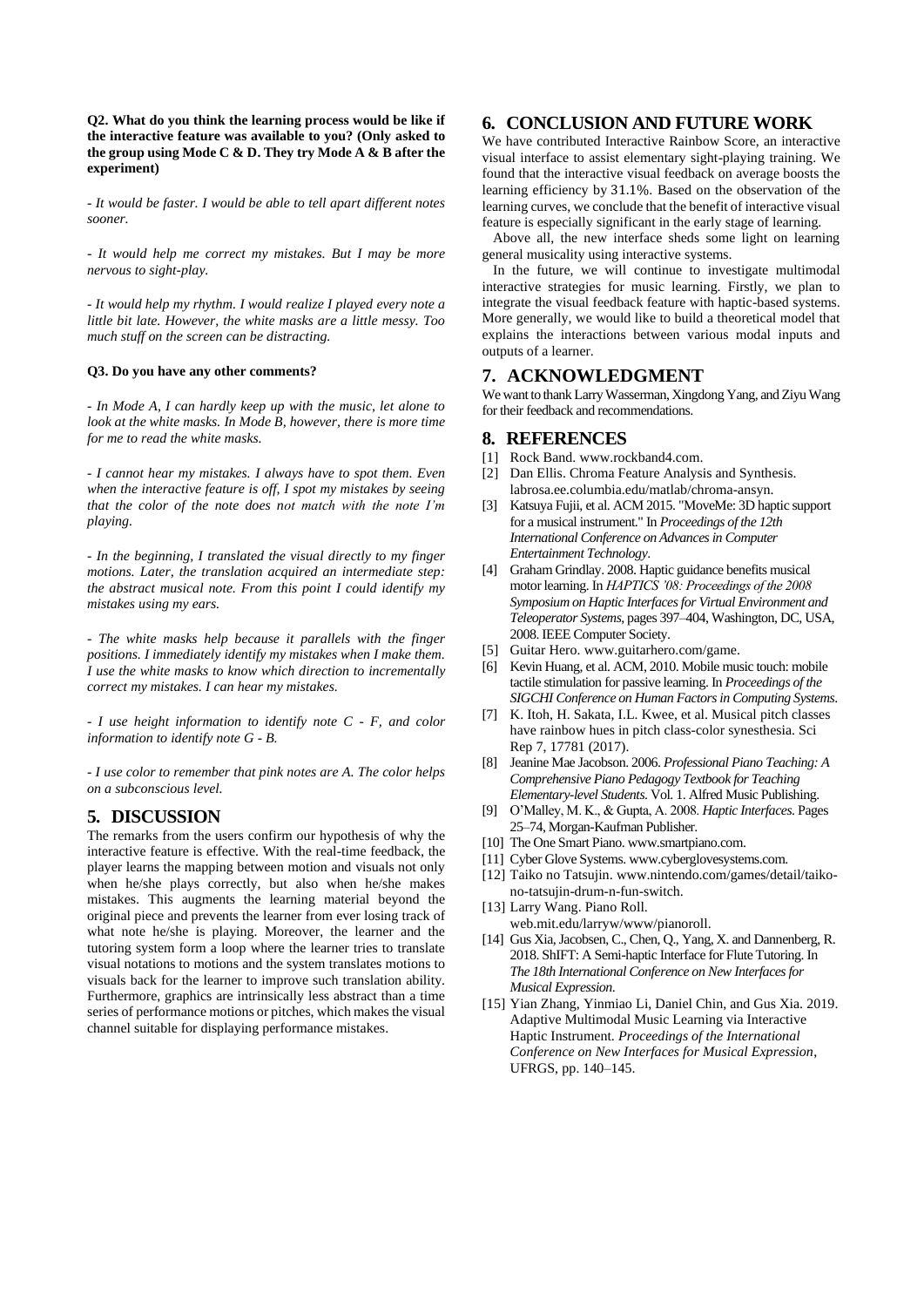**Q2. What do you think the learning process would be like if the interactive feature was available to you? (Only asked to the group using Mode C & D. They try Mode A & B after the experiment)**

*- It would be faster. I would be able to tell apart different notes sooner.*

*- It would help me correct my mistakes. But I may be more nervous to sight-play.*

*- It would help my rhythm. I would realize I played every note a little bit late. However, the white masks are a little messy. Too much stuff on the screen can be distracting.*

**Q3. Do you have any other comments?**

*- In Mode A, I can hardly keep up with the music, let alone to look at the white masks. In Mode B, however, there is more time for me to read the white masks.*

*- I cannot hear my mistakes. I always have to spot them. Even when the interactive feature is off, I spot my mistakes by seeing that the color of the note does not match with the note I'm playing.*

*- In the beginning, I translated the visual directly to my finger motions. Later, the translation acquired an intermediate step: the abstract musical note. From this point I could identify my mistakes using my ears.*

*- The white masks help because it parallels with the finger positions. I immediately identify my mistakes when I make them. I use the white masks to know which direction to incrementally correct my mistakes. I can hear my mistakes.*

*- I use height information to identify note C - F, and color information to identify note G - B.*

*- I use color to remember that pink notes are A. The color helps on a subconscious level.*

## 5. DISCUSSION

The remarks from the users confirm our hypothesis of why the interactive feature is effective. With the real-time feedback, the player learns the mapping between motion and visuals not only when he/she plays correctly, but also when he/she makes mistakes. This augments the learning material beyond the original piece and prevents the learner from ever losing track of what note he/she is playing. Moreover, the learner and the tutoring system form a loop where the learner tries to translate visual notations to motions and the system translates motions to visuals back for the learner to improve such translation ability. Furthermore, graphics are intrinsically less abstract than a time series of performance motions or pitches, which makes the visual channel suitable for displaying performance mistakes.

## 6. CONCLUSION AND FUTURE WORK

We have contributed Interactive Rainbow Score, an interactive visual interface to assist elementary sight-playing training. We found that the interactive visual feedback on average boosts the learning efficiency by 31.1%. Based on the observation of the learning curves, we conclude that the benefit of interactive visual feature is especially significant in the early stage of learning.

Above all, the new interface sheds some light on learning general musicality using interactive systems.

In the future, we will continue to investigate multimodal interactive strategies for music learning. Firstly, we plan to integrate the visual feedback feature with haptic-based systems. More generally, we would like to build a theoretical model that explains the interactions between various modal inputs and outputs of a learner.

## 7. ACKNOWLEDGMENT

We want to thank Larry Wasserman, Xingdong Yang, and Ziyu Wang for their feedback and recommendations.

## 8. REFERENCES

[1] Rock Band. www.rockband4.com.

[2] Dan Ellis. Chroma Feature Analysis and Synthesis. labrosa.ee.columbia.edu/matlab/chroma-ansyn.

[3] Katsuya Fujii, et al. ACM 2015. "MoveMe: 3D haptic support for a musical instrument." In *Proceedings of the 12th International Conference on Advances in Computer Entertainment Technology*.

[4] Graham Grindlay. 2008. Haptic guidance benefits musical motor learning. In *HAPTICS '08: Proceedings of the 2008 Symposium on Haptic Interfaces for Virtual Environment and Teleoperator Systems*, pages 397–404, Washington, DC, USA, 2008. IEEE Computer Society.

[5] Guitar Hero. www.guitarhero.com/game.

[6] Kevin Huang, et al. ACM, 2010. Mobile music touch: mobile tactile stimulation for passive learning. In *Proceedings of the SIGCHI Conference on Human Factors in Computing Systems*.

[7] K. Itoh, H. Sakata, I.L. Kwee, et al. Musical pitch classes have rainbow hues in pitch class-color synesthesia. Sci Rep 7, 17781 (2017).

[8] Jeanine Mae Jacobson. 2006. *Professional Piano Teaching: A Comprehensive Piano Pedagogy Textbook for Teaching Elementary-level Students*. Vol. 1. Alfred Music Publishing.

[9] O'Malley, M. K., & Gupta, A. 2008. *Haptic Interfaces*. Pages 25–74, Morgan-Kaufman Publisher.

[10] The One Smart Piano. www.smartpiano.com.

[11] Cyber Glove Systems. www.cyberglovesystems.com.

[12] Taiko no Tatsujin. www.nintendo.com/games/detail/taiko-no-tatsujin-drum-n-fun-switch.

[13] Larry Wang. Piano Roll. web.mit.edu/larryw/www/pianoroll.

[14] Gus Xia, Jacobsen, C., Chen, Q., Yang, X. and Dannenberg, R. 2018. ShIFT: A Semi-haptic Interface for Flute Tutoring. In *The 18th International Conference on New Interfaces for Musical Expression*.

[15] Yian Zhang, Yinmiao Li, Daniel Chin, and Gus Xia. 2019. Adaptive Multimodal Music Learning via Interactive Haptic Instrument. *Proceedings of the International Conference on New Interfaces for Musical Expression*, UFRGS, pp. 140–145.